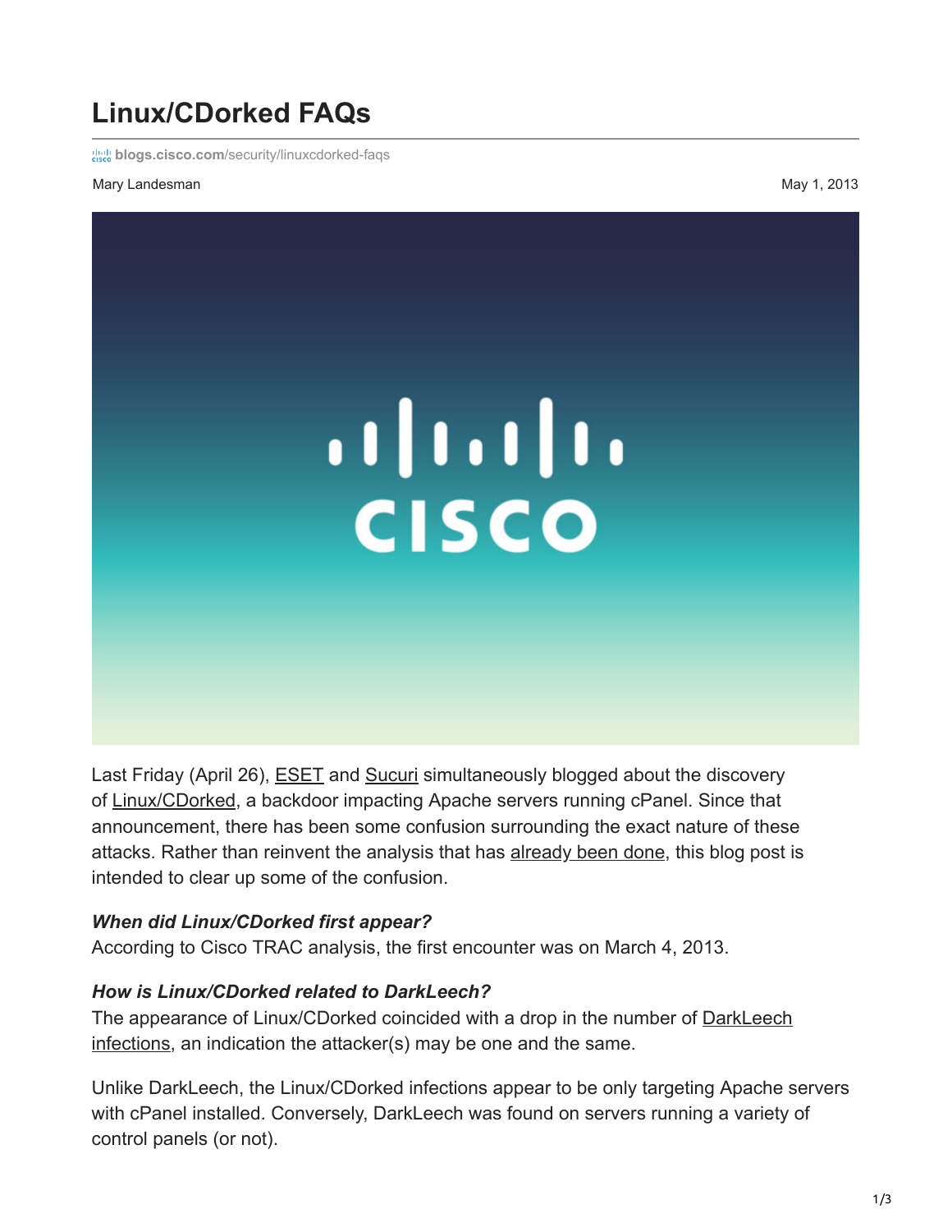# Linux/CDorked FAQs

blogs.cisco.com/security/linuxcdorked-faqs

Mary Landesman

May 1, 2013

Last Friday (April 26), ESET and Sucuri simultaneously blogged about the discovery of Linux/CDorked, a backdoor impacting Apache servers running cPanel. Since that announcement, there has been some confusion surrounding the exact nature of these attacks. Rather than reinvent the analysis that has already been done, this blog post is intended to clear up some of the confusion.

***When did Linux/CDorked first appear?***

According to Cisco TRAC analysis, the first encounter was on March 4, 2013.

***How is Linux/CDorked related to DarkLeech?***

The appearance of Linux/CDorked coincided with a drop in the number of DarkLeech infections, an indication the attacker(s) may be one and the same.

Unlike DarkLeech, the Linux/CDorked infections appear to be only targeting Apache servers with cPanel installed. Conversely, DarkLeech was found on servers running a variety of control panels (or not).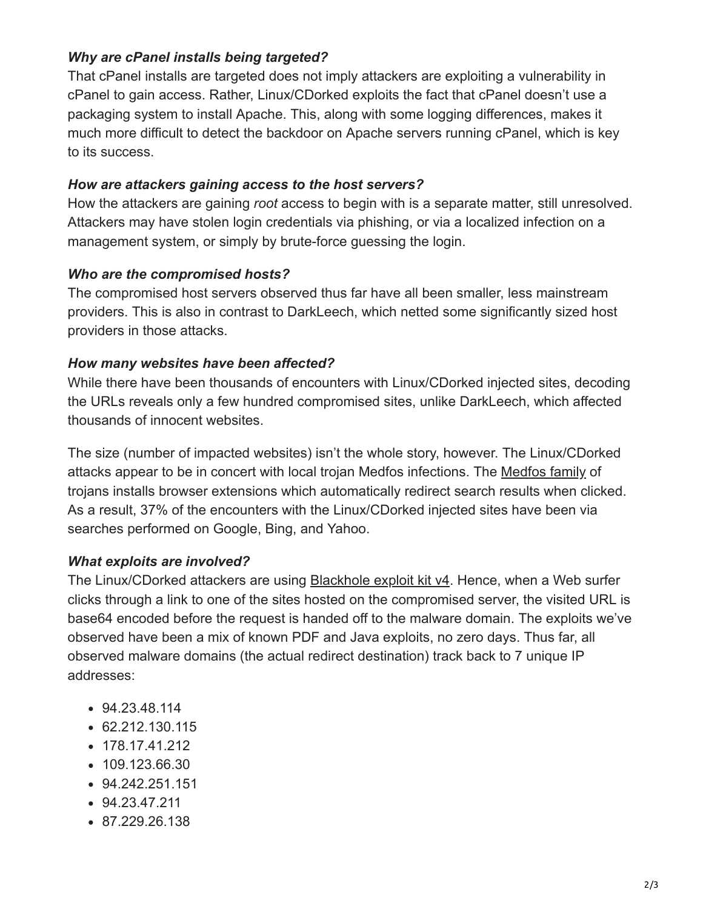***Why are cPanel installs being targeted?***

That cPanel installs are targeted does not imply attackers are exploiting a vulnerability in cPanel to gain access. Rather, Linux/CDorked exploits the fact that cPanel doesn't use a packaging system to install Apache. This, along with some logging differences, makes it much more difficult to detect the backdoor on Apache servers running cPanel, which is key to its success.

***How are attackers gaining access to the host servers?***

How the attackers are gaining *root* access to begin with is a separate matter, still unresolved. Attackers may have stolen login credentials via phishing, or via a localized infection on a management system, or simply by brute-force guessing the login.

***Who are the compromised hosts?***

The compromised host servers observed thus far have all been smaller, less mainstream providers. This is also in contrast to DarkLeech, which netted some significantly sized host providers in those attacks.

***How many websites have been affected?***

While there have been thousands of encounters with Linux/CDorked injected sites, decoding the URLs reveals only a few hundred compromised sites, unlike DarkLeech, which affected thousands of innocent websites.

The size (number of impacted websites) isn't the whole story, however. The Linux/CDorked attacks appear to be in concert with local trojan Medfos infections. The Medfos family of trojans installs browser extensions which automatically redirect search results when clicked. As a result, 37% of the encounters with the Linux/CDorked injected sites have been via searches performed on Google, Bing, and Yahoo.

***What exploits are involved?***

The Linux/CDorked attackers are using Blackhole exploit kit v4. Hence, when a Web surfer clicks through a link to one of the sites hosted on the compromised server, the visited URL is base64 encoded before the request is handed off to the malware domain. The exploits we've observed have been a mix of known PDF and Java exploits, no zero days. Thus far, all observed malware domains (the actual redirect destination) track back to 7 unique IP addresses:

- 94.23.48.114
- 62.212.130.115
- 178.17.41.212
- 109.123.66.30
- 94.242.251.151
- 94.23.47.211
- 87.229.26.138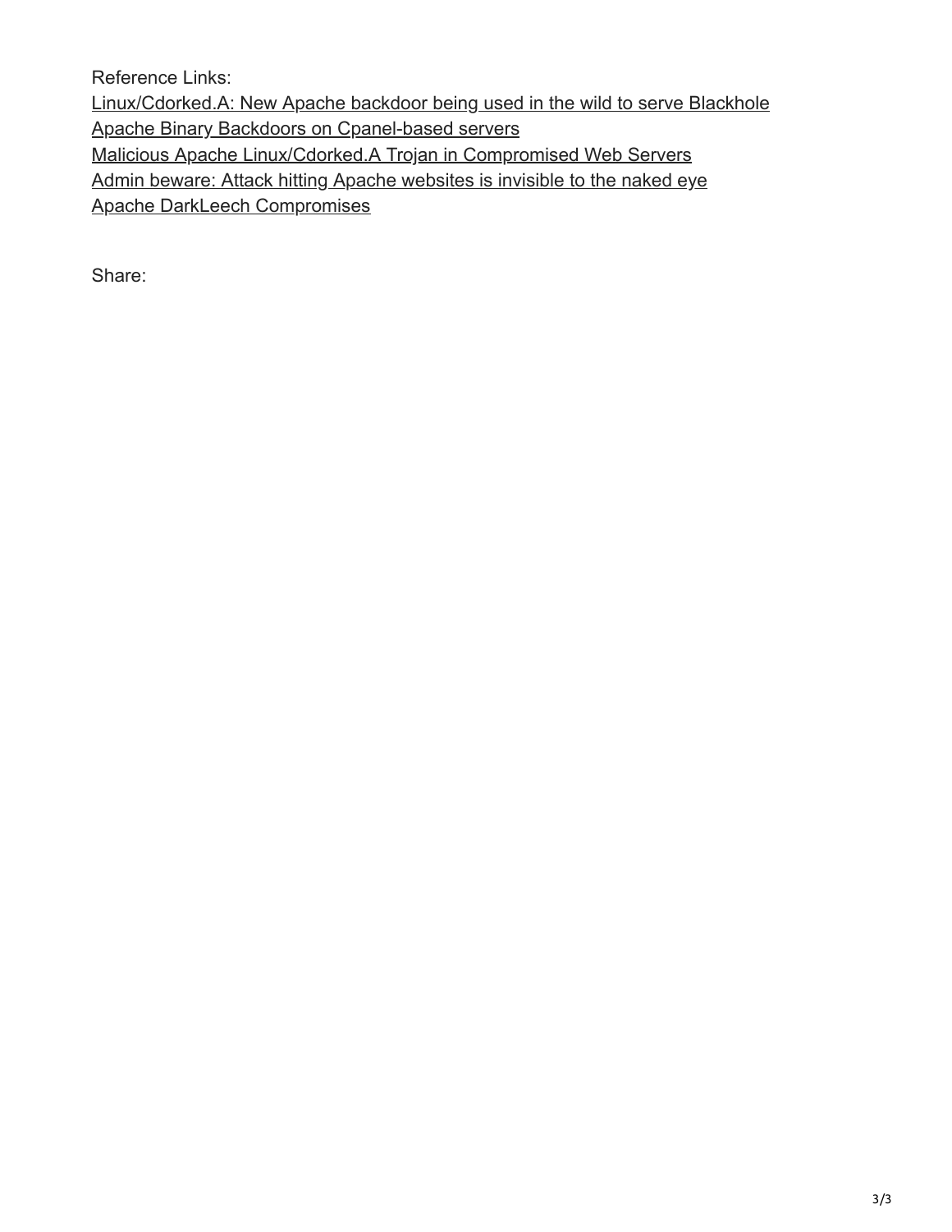Reference Links:

Linux/Cdorked.A: New Apache backdoor being used in the wild to serve Blackhole
Apache Binary Backdoors on Cpanel-based servers
Malicious Apache Linux/Cdorked.A Trojan in Compromised Web Servers
Admin beware: Attack hitting Apache websites is invisible to the naked eye
Apache DarkLeech Compromises

Share: